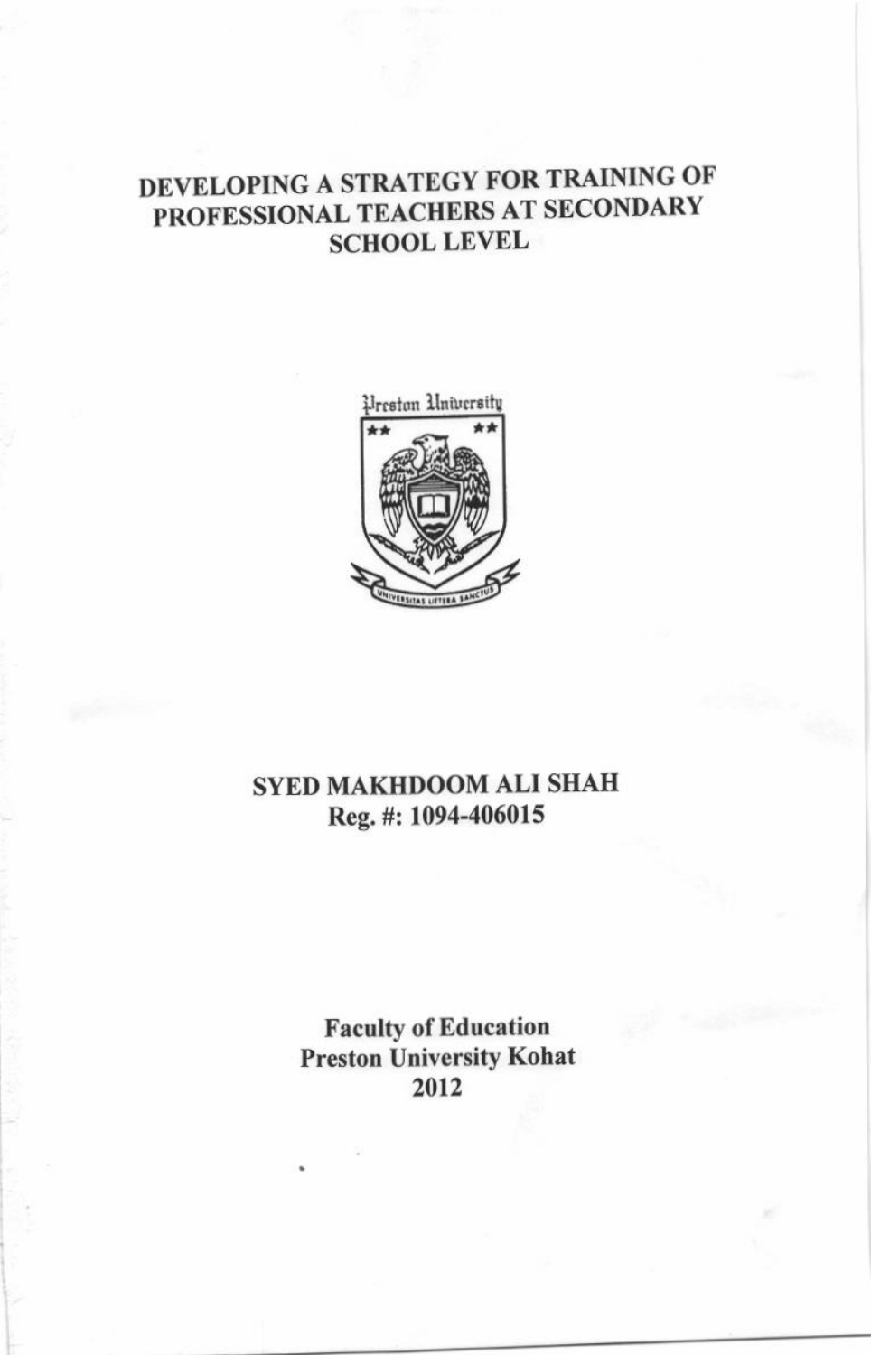# DEVELOPING A STRATEGY FOR TRAINING OF PROFESSIONAL TEACHERS AT SECONDARY SCHOOL LEVEL

Preston University

UNIVERSITAS LITTERA SANCTUS

**SYED MAKHDOOM ALI SHAH**
**Reg. #: 1094-406015**

**Faculty of Education**
**Preston University Kohat**
**2012**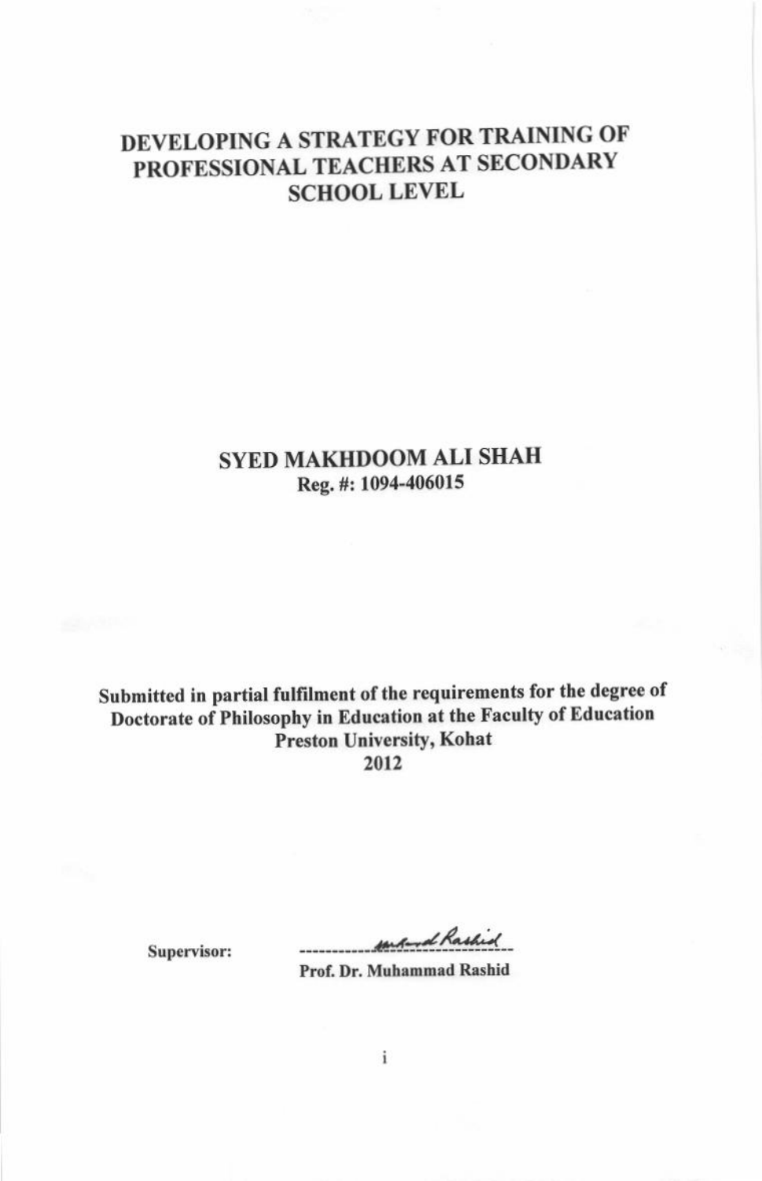# DEVELOPING A STRATEGY FOR TRAINING OF PROFESSIONAL TEACHERS AT SECONDARY SCHOOL LEVEL

**SYED MAKHDOOM ALI SHAH**

**Reg. #: 1094-406015**

**Submitted in partial fulfilment of the requirements for the degree of Doctorate of Philosophy in Education at the Faculty of Education Preston University, Kohat**

**2012**

**Supervisor:** ------------------------------

**Prof. Dr. Muhammad Rashid**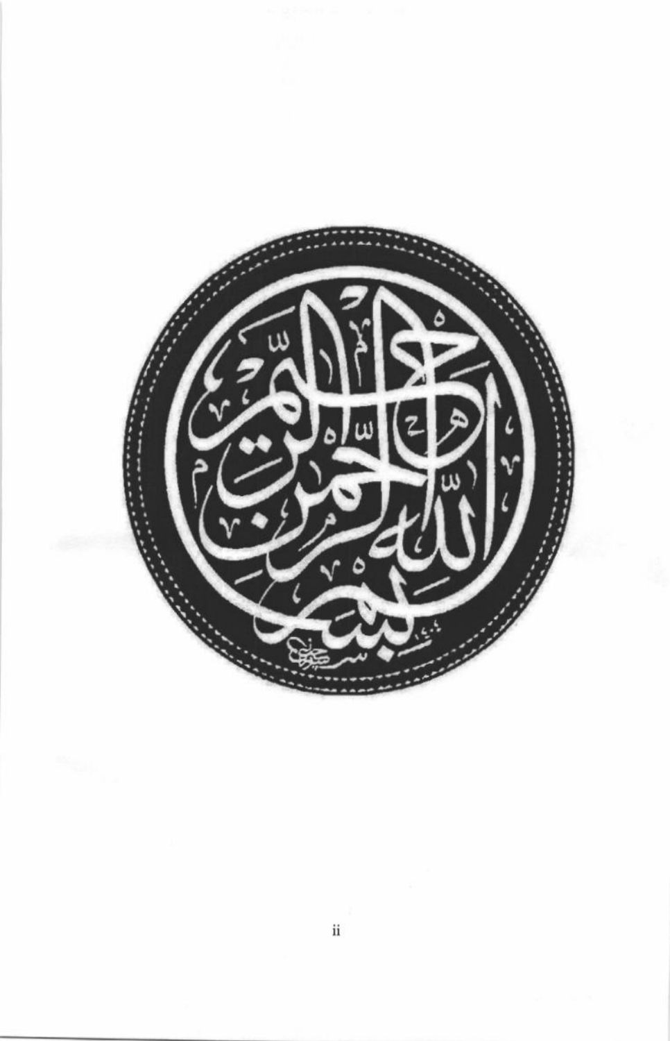بسم الله الرحمن الرحيم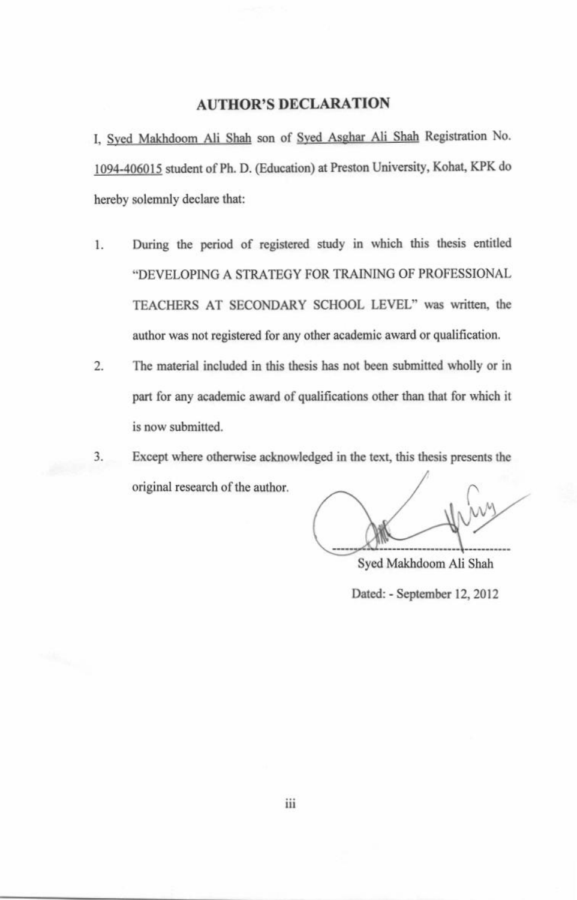## AUTHOR'S DECLARATION

I, Syed Makhdoom Ali Shah son of Syed Asghar Ali Shah Registration No. 1094-406015 student of Ph. D. (Education) at Preston University, Kohat, KPK do hereby solemnly declare that:

1. During the period of registered study in which this thesis entitled "DEVELOPING A STRATEGY FOR TRAINING OF PROFESSIONAL TEACHERS AT SECONDARY SCHOOL LEVEL" was written, the author was not registered for any other academic award or qualification.
2. The material included in this thesis has not been submitted wholly or in part for any academic award of qualifications other than that for which it is now submitted.
3. Except where otherwise acknowledged in the text, this thesis presents the original research of the author.

Syed Makhdoom Ali Shah

Dated: - September 12, 2012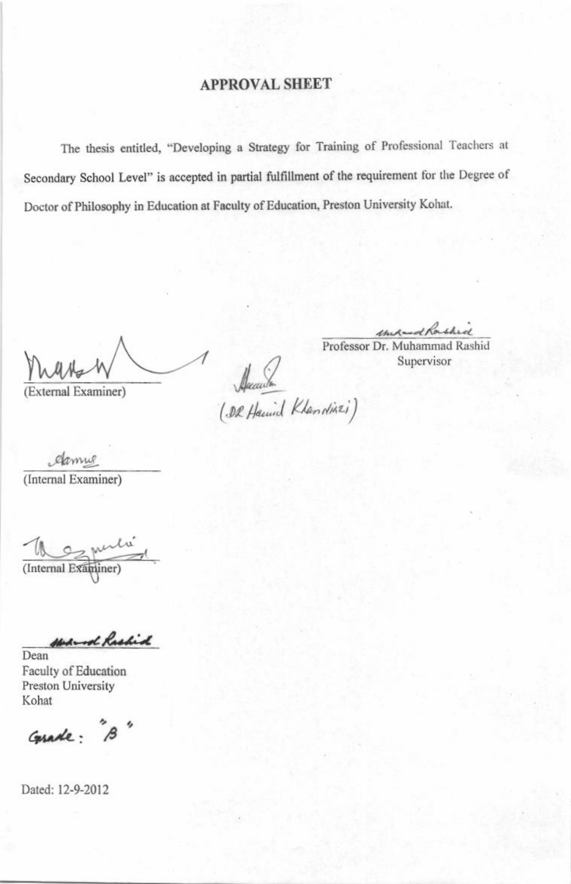# APPROVAL SHEET

The thesis entitled, "Developing a Strategy for Training of Professional Teachers at Secondary School Level" is accepted in partial fulfillment of the requirement for the Degree of Doctor of Philosophy in Education at Faculty of Education, Preston University Kohat.

Professor Dr. Muhammad Rashid
Supervisor

(External Examiner)

(Dr Hamid Khan Niazi)

(Internal Examiner)

(Internal Examiner)

Dean
Faculty of Education
Preston University
Kohat

Grade: "B"

Dated: 12-9-2012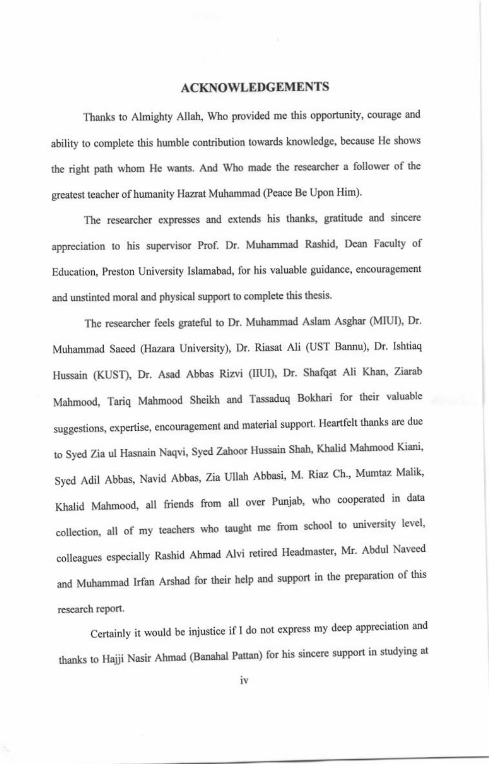# ACKNOWLEDGEMENTS

Thanks to Almighty Allah, Who provided me this opportunity, courage and ability to complete this humble contribution towards knowledge, because He shows the right path whom He wants. And Who made the researcher a follower of the greatest teacher of humanity Hazrat Muhammad (Peace Be Upon Him).

The researcher expresses and extends his thanks, gratitude and sincere appreciation to his supervisor Prof. Dr. Muhammad Rashid, Dean Faculty of Education, Preston University Islamabad, for his valuable guidance, encouragement and unstinted moral and physical support to complete this thesis.

The researcher feels grateful to Dr. Muhammad Aslam Asghar (MIUI), Dr. Muhammad Saeed (Hazara University), Dr. Riasat Ali (UST Bannu), Dr. Ishtiaq Hussain (KUST), Dr. Asad Abbas Rizvi (IIUI), Dr. Shafqat Ali Khan, Ziarab Mahmood, Tariq Mahmood Sheikh and Tassaduq Bokhari for their valuable suggestions, expertise, encouragement and material support. Heartfelt thanks are due to Syed Zia ul Hasnain Naqvi, Syed Zahoor Hussain Shah, Khalid Mahmood Kiani, Syed Adil Abbas, Navid Abbas, Zia Ullah Abbasi, M. Riaz Ch., Mumtaz Malik, Khalid Mahmood, all friends from all over Punjab, who cooperated in data collection, all of my teachers who taught me from school to university level, colleagues especially Rashid Ahmad Alvi retired Headmaster, Mr. Abdul Naveed and Muhammad Irfan Arshad for their help and support in the preparation of this research report.

Certainly it would be injustice if I do not express my deep appreciation and thanks to Hajji Nasir Ahmad (Banahal Pattan) for his sincere support in studying at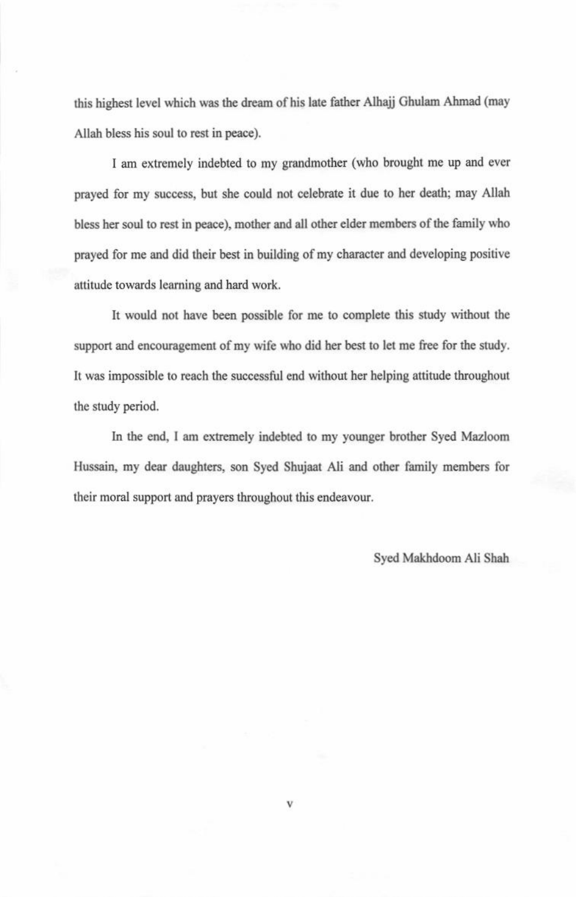this highest level which was the dream of his late father Alhajj Ghulam Ahmad (may Allah bless his soul to rest in peace).

I am extremely indebted to my grandmother (who brought me up and ever prayed for my success, but she could not celebrate it due to her death; may Allah bless her soul to rest in peace), mother and all other elder members of the family who prayed for me and did their best in building of my character and developing positive attitude towards learning and hard work.

It would not have been possible for me to complete this study without the support and encouragement of my wife who did her best to let me free for the study. It was impossible to reach the successful end without her helping attitude throughout the study period.

In the end, I am extremely indebted to my younger brother Syed Mazloom Hussain, my dear daughters, son Syed Shujaat Ali and other family members for their moral support and prayers throughout this endeavour.

Syed Makhdoom Ali Shah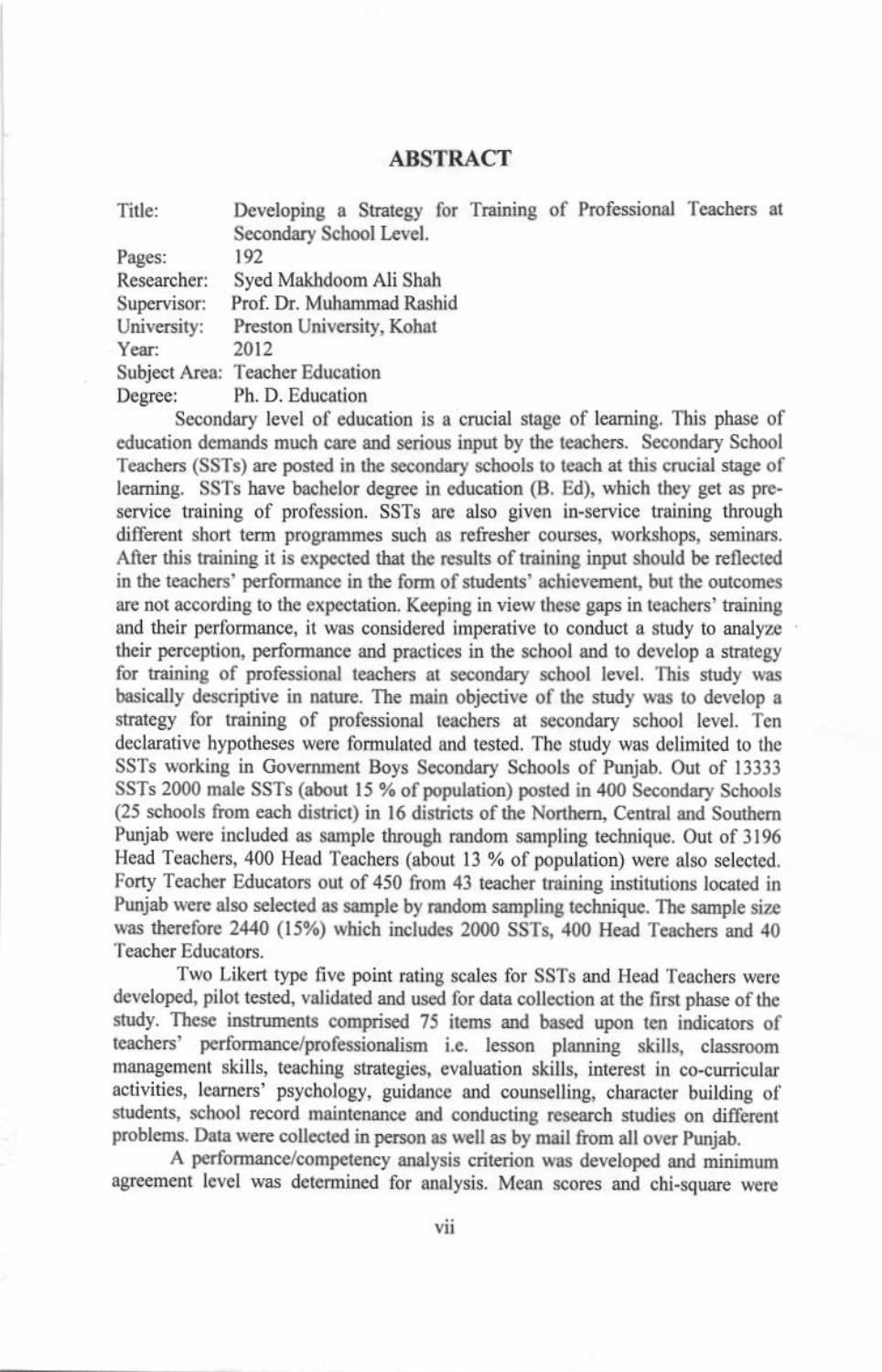## ABSTRACT

| | |
|---|---|
| Title: | Developing a Strategy for Training of Professional Teachers at Secondary School Level. |
| Pages: | 192 |
| Researcher: | Syed Makhdoom Ali Shah |
| Supervisor: | Prof. Dr. Muhammad Rashid |
| University: | Preston University, Kohat |
| Year: | 2012 |
| Subject Area: | Teacher Education |
| Degree: | Ph. D. Education |

Secondary level of education is a crucial stage of learning. This phase of education demands much care and serious input by the teachers. Secondary School Teachers (SSTs) are posted in the secondary schools to teach at this crucial stage of learning. SSTs have bachelor degree in education (B. Ed), which they get as pre-service training of profession. SSTs are also given in-service training through different short term programmes such as refresher courses, workshops, seminars. After this training it is expected that the results of training input should be reflected in the teachers' performance in the form of students' achievement, but the outcomes are not according to the expectation. Keeping in view these gaps in teachers' training and their performance, it was considered imperative to conduct a study to analyze their perception, performance and practices in the school and to develop a strategy for training of professional teachers at secondary school level. This study was basically descriptive in nature. The main objective of the study was to develop a strategy for training of professional teachers at secondary school level. Ten declarative hypotheses were formulated and tested. The study was delimited to the SSTs working in Government Boys Secondary Schools of Punjab. Out of 13333 SSTs 2000 male SSTs (about 15 % of population) posted in 400 Secondary Schools (25 schools from each district) in 16 districts of the Northern, Central and Southern Punjab were included as sample through random sampling technique. Out of 3196 Head Teachers, 400 Head Teachers (about 13 % of population) were also selected. Forty Teacher Educators out of 450 from 43 teacher training institutions located in Punjab were also selected as sample by random sampling technique. The sample size was therefore 2440 (15%) which includes 2000 SSTs, 400 Head Teachers and 40 Teacher Educators.

Two Likert type five point rating scales for SSTs and Head Teachers were developed, pilot tested, validated and used for data collection at the first phase of the study. These instruments comprised 75 items and based upon ten indicators of teachers' performance/professionalism i.e. lesson planning skills, classroom management skills, teaching strategies, evaluation skills, interest in co-curricular activities, learners' psychology, guidance and counselling, character building of students, school record maintenance and conducting research studies on different problems. Data were collected in person as well as by mail from all over Punjab.

A performance/competency analysis criterion was developed and minimum agreement level was determined for analysis. Mean scores and chi-square were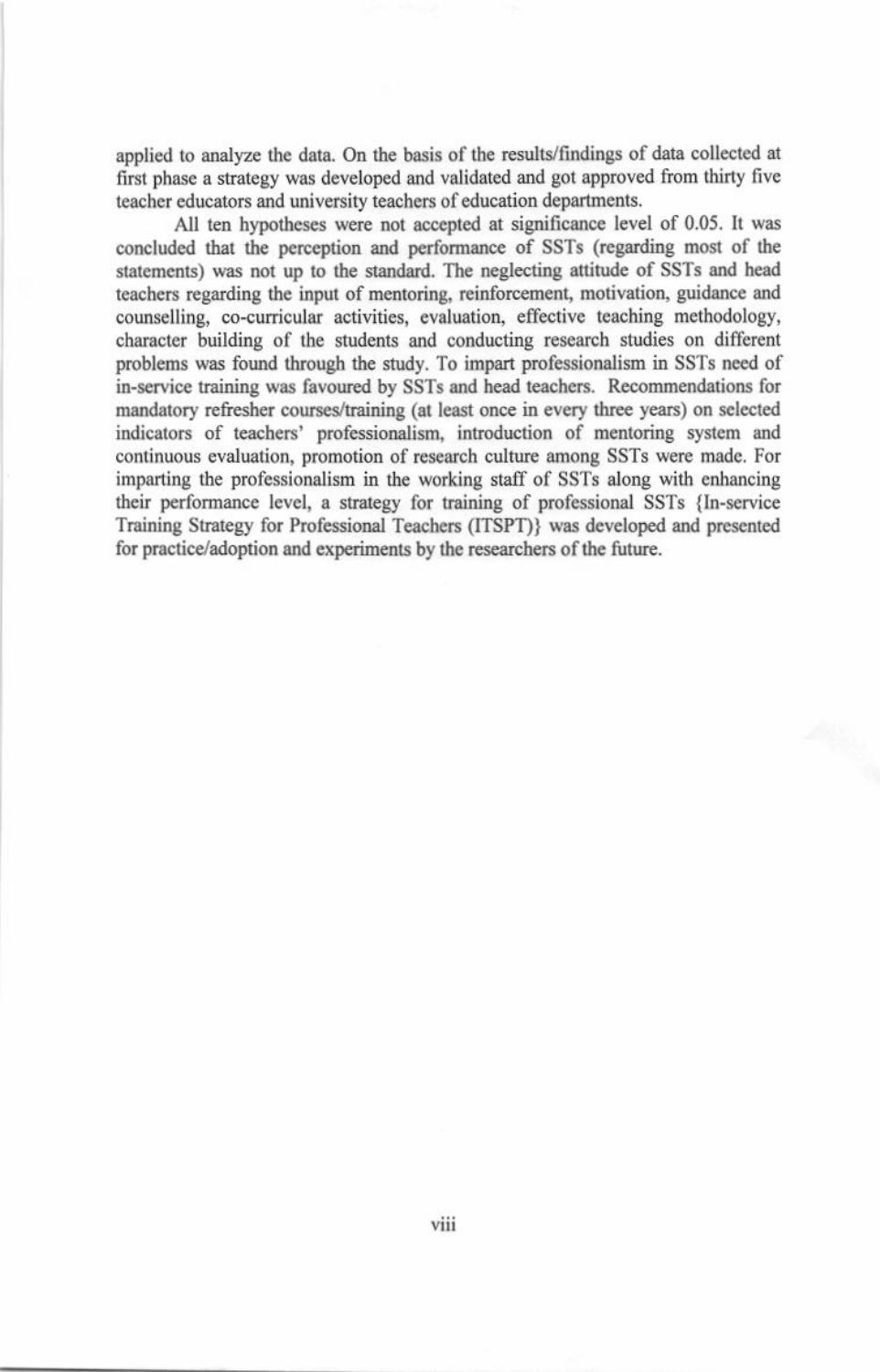applied to analyze the data. On the basis of the results/findings of data collected at first phase a strategy was developed and validated and got approved from thirty five teacher educators and university teachers of education departments.

All ten hypotheses were not accepted at significance level of 0.05. It was concluded that the perception and performance of SSTs (regarding most of the statements) was not up to the standard. The neglecting attitude of SSTs and head teachers regarding the input of mentoring, reinforcement, motivation, guidance and counselling, co-curricular activities, evaluation, effective teaching methodology, character building of the students and conducting research studies on different problems was found through the study. To impart professionalism in SSTs need of in-service training was favoured by SSTs and head teachers. Recommendations for mandatory refresher courses/training (at least once in every three years) on selected indicators of teachers' professionalism, introduction of mentoring system and continuous evaluation, promotion of research culture among SSTs were made. For imparting the professionalism in the working staff of SSTs along with enhancing their performance level, a strategy for training of professional SSTs {In-service Training Strategy for Professional Teachers (ITSPT)} was developed and presented for practice/adoption and experiments by the researchers of the future.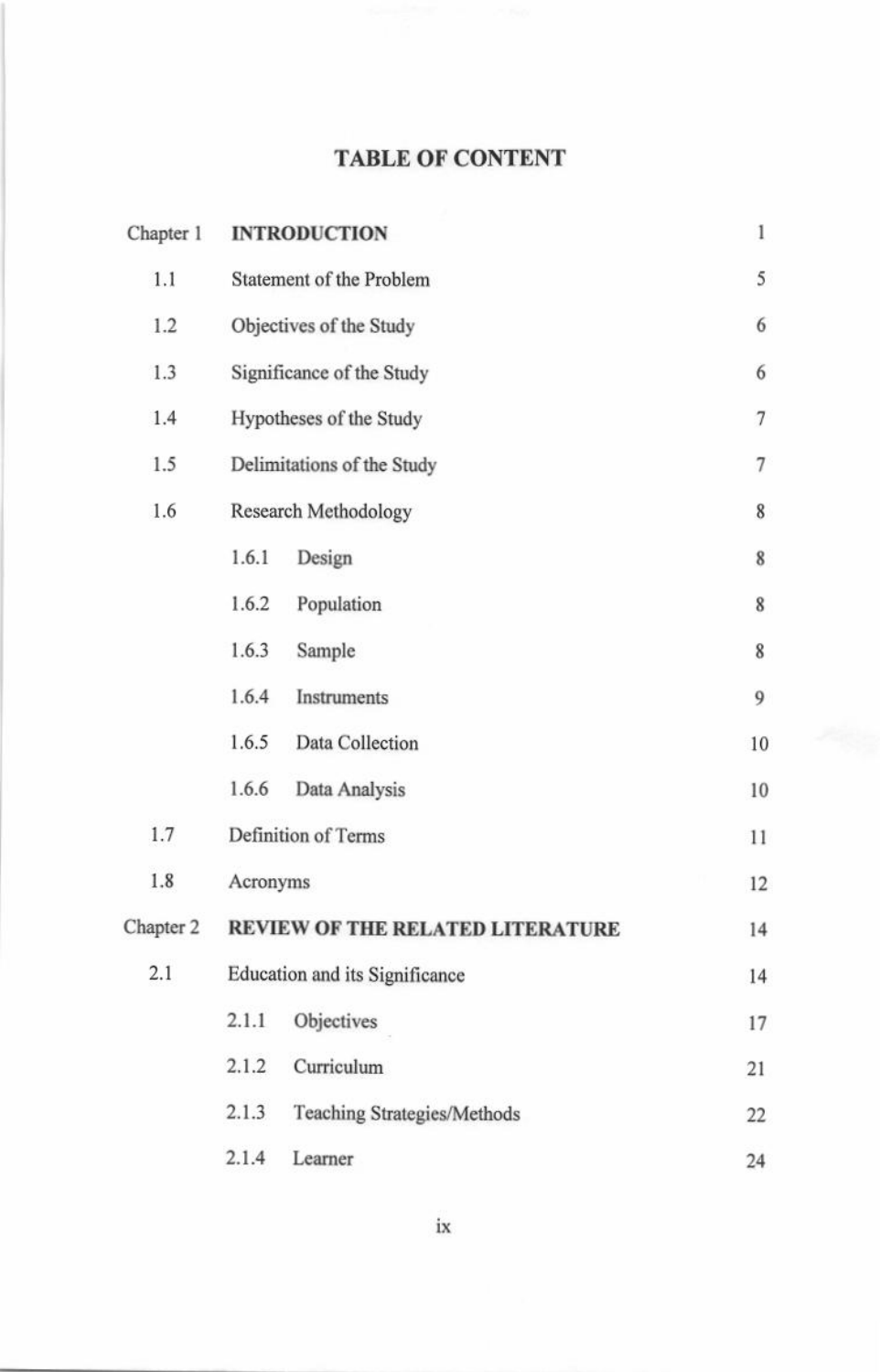# TABLE OF CONTENT

| | | |
|---|---|---|
| Chapter 1 | **INTRODUCTION** | 1 |
| 1.1 | Statement of the Problem | 5 |
| 1.2 | Objectives of the Study | 6 |
| 1.3 | Significance of the Study | 6 |
| 1.4 | Hypotheses of the Study | 7 |
| 1.5 | Delimitations of the Study | 7 |
| 1.6 | Research Methodology | 8 |
| | 1.6.1 Design | 8 |
| | 1.6.2 Population | 8 |
| | 1.6.3 Sample | 8 |
| | 1.6.4 Instruments | 9 |
| | 1.6.5 Data Collection | 10 |
| | 1.6.6 Data Analysis | 10 |
| 1.7 | Definition of Terms | 11 |
| 1.8 | Acronyms | 12 |
| Chapter 2 | **REVIEW OF THE RELATED LITERATURE** | 14 |
| 2.1 | Education and its Significance | 14 |
| | 2.1.1 Objectives | 17 |
| | 2.1.2 Curriculum | 21 |
| | 2.1.3 Teaching Strategies/Methods | 22 |
| | 2.1.4 Learner | 24 |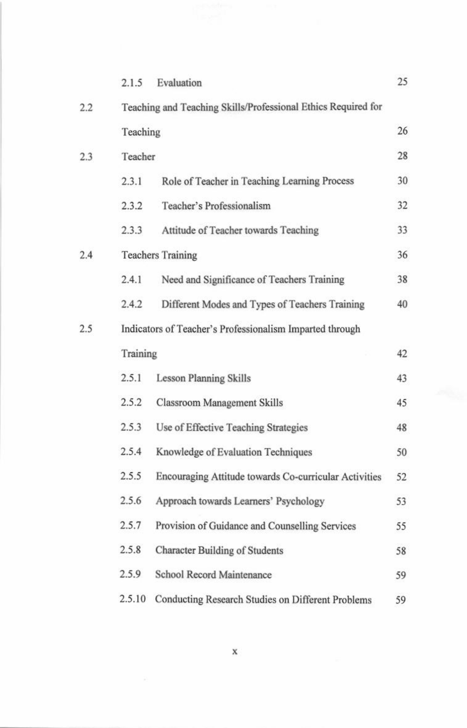| | | |
|---|---|---|
| | 2.1.5 Evaluation | 25 |
| 2.2 | Teaching and Teaching Skills/Professional Ethics Required for Teaching | 26 |
| 2.3 | Teacher | 28 |
| | 2.3.1 Role of Teacher in Teaching Learning Process | 30 |
| | 2.3.2 Teacher's Professionalism | 32 |
| | 2.3.3 Attitude of Teacher towards Teaching | 33 |
| 2.4 | Teachers Training | 36 |
| | 2.4.1 Need and Significance of Teachers Training | 38 |
| | 2.4.2 Different Modes and Types of Teachers Training | 40 |
| 2.5 | Indicators of Teacher's Professionalism Imparted through Training | 42 |
| | 2.5.1 Lesson Planning Skills | 43 |
| | 2.5.2 Classroom Management Skills | 45 |
| | 2.5.3 Use of Effective Teaching Strategies | 48 |
| | 2.5.4 Knowledge of Evaluation Techniques | 50 |
| | 2.5.5 Encouraging Attitude towards Co-curricular Activities | 52 |
| | 2.5.6 Approach towards Learners' Psychology | 53 |
| | 2.5.7 Provision of Guidance and Counselling Services | 55 |
| | 2.5.8 Character Building of Students | 58 |
| | 2.5.9 School Record Maintenance | 59 |
| | 2.5.10 Conducting Research Studies on Different Problems | 59 |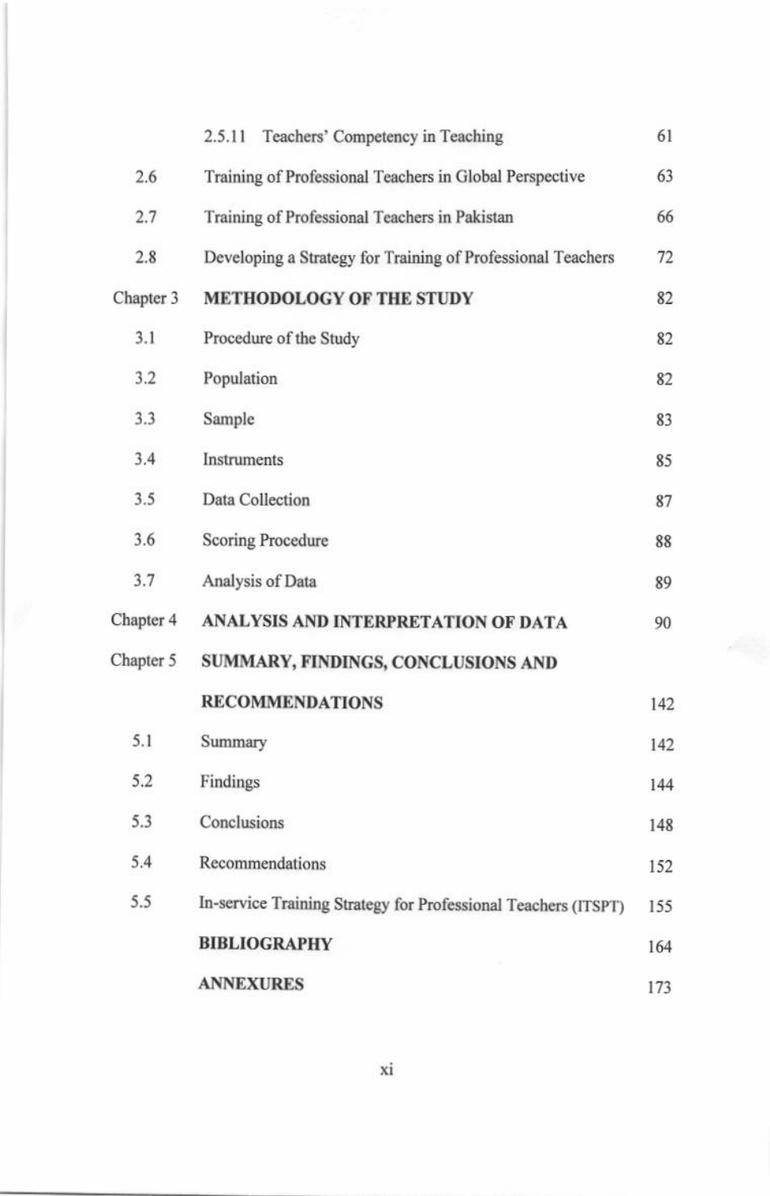| | | |
|---|---|---|
| | 2.5.11 Teachers' Competency in Teaching | 61 |
| 2.6 | Training of Professional Teachers in Global Perspective | 63 |
| 2.7 | Training of Professional Teachers in Pakistan | 66 |
| 2.8 | Developing a Strategy for Training of Professional Teachers | 72 |
| Chapter 3 | **METHODOLOGY OF THE STUDY** | 82 |
| 3.1 | Procedure of the Study | 82 |
| 3.2 | Population | 82 |
| 3.3 | Sample | 83 |
| 3.4 | Instruments | 85 |
| 3.5 | Data Collection | 87 |
| 3.6 | Scoring Procedure | 88 |
| 3.7 | Analysis of Data | 89 |
| Chapter 4 | **ANALYSIS AND INTERPRETATION OF DATA** | 90 |
| Chapter 5 | **SUMMARY, FINDINGS, CONCLUSIONS AND RECOMMENDATIONS** | 142 |
| 5.1 | Summary | 142 |
| 5.2 | Findings | 144 |
| 5.3 | Conclusions | 148 |
| 5.4 | Recommendations | 152 |
| 5.5 | In-service Training Strategy for Professional Teachers (ITSPT) | 155 |
| | **BIBLIOGRAPHY** | 164 |
| | **ANNEXURES** | 173 |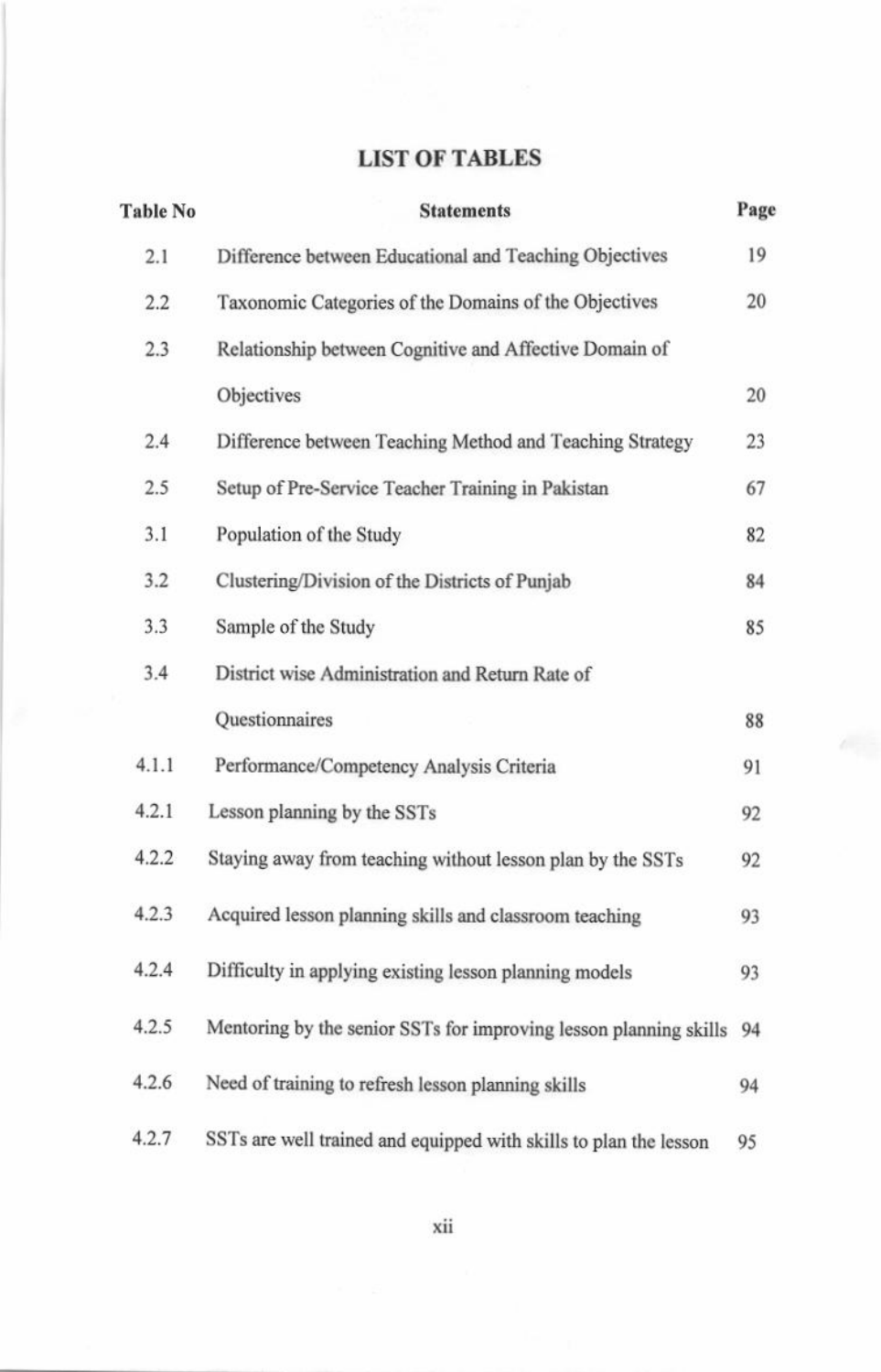# LIST OF TABLES

| Table No | Statements | Page |
|---|---|---|
| 2.1 | Difference between Educational and Teaching Objectives | 19 |
| 2.2 | Taxonomic Categories of the Domains of the Objectives | 20 |
| 2.3 | Relationship between Cognitive and Affective Domain of Objectives | 20 |
| 2.4 | Difference between Teaching Method and Teaching Strategy | 23 |
| 2.5 | Setup of Pre-Service Teacher Training in Pakistan | 67 |
| 3.1 | Population of the Study | 82 |
| 3.2 | Clustering/Division of the Districts of Punjab | 84 |
| 3.3 | Sample of the Study | 85 |
| 3.4 | District wise Administration and Return Rate of Questionnaires | 88 |
| 4.1.1 | Performance/Competency Analysis Criteria | 91 |
| 4.2.1 | Lesson planning by the SSTs | 92 |
| 4.2.2 | Staying away from teaching without lesson plan by the SSTs | 92 |
| 4.2.3 | Acquired lesson planning skills and classroom teaching | 93 |
| 4.2.4 | Difficulty in applying existing lesson planning models | 93 |
| 4.2.5 | Mentoring by the senior SSTs for improving lesson planning skills | 94 |
| 4.2.6 | Need of training to refresh lesson planning skills | 94 |
| 4.2.7 | SSTs are well trained and equipped with skills to plan the lesson | 95 |